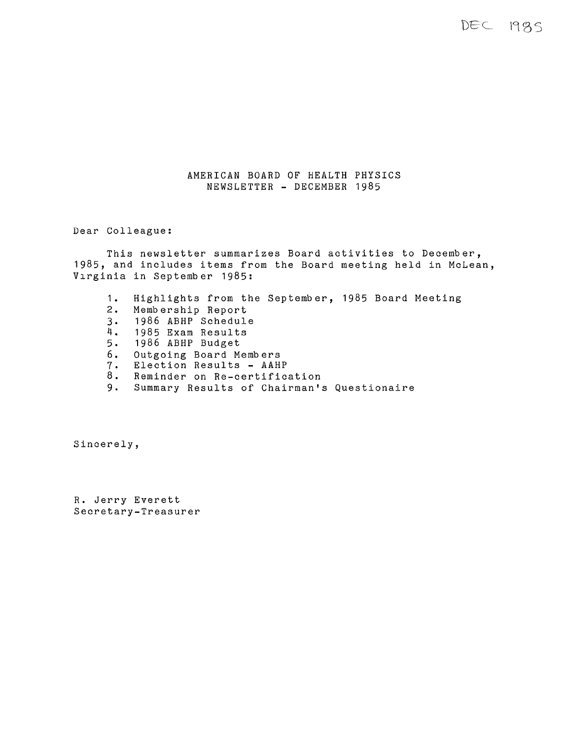DEC 1985

# AMERICAN BOARD OF HEALTH PHYSICS
## NEWSLETTER - DECEMBER 1985

Dear Colleague:

This newsletter summarizes Board activities to December, 1985, and includes items from the Board meeting held in McLean, Virginia in September 1985:

1. Highlights from the September, 1985 Board Meeting
2. Membership Report
3. 1986 ABHP Schedule
4. 1985 Exam Results
5. 1986 ABHP Budget
6. Outgoing Board Members
7. Election Results - AAHP
8. Reminder on Re-certification
9. Summary Results of Chairman's Questionaire

Sincerely,

R. Jerry Everett
Secretary-Treasurer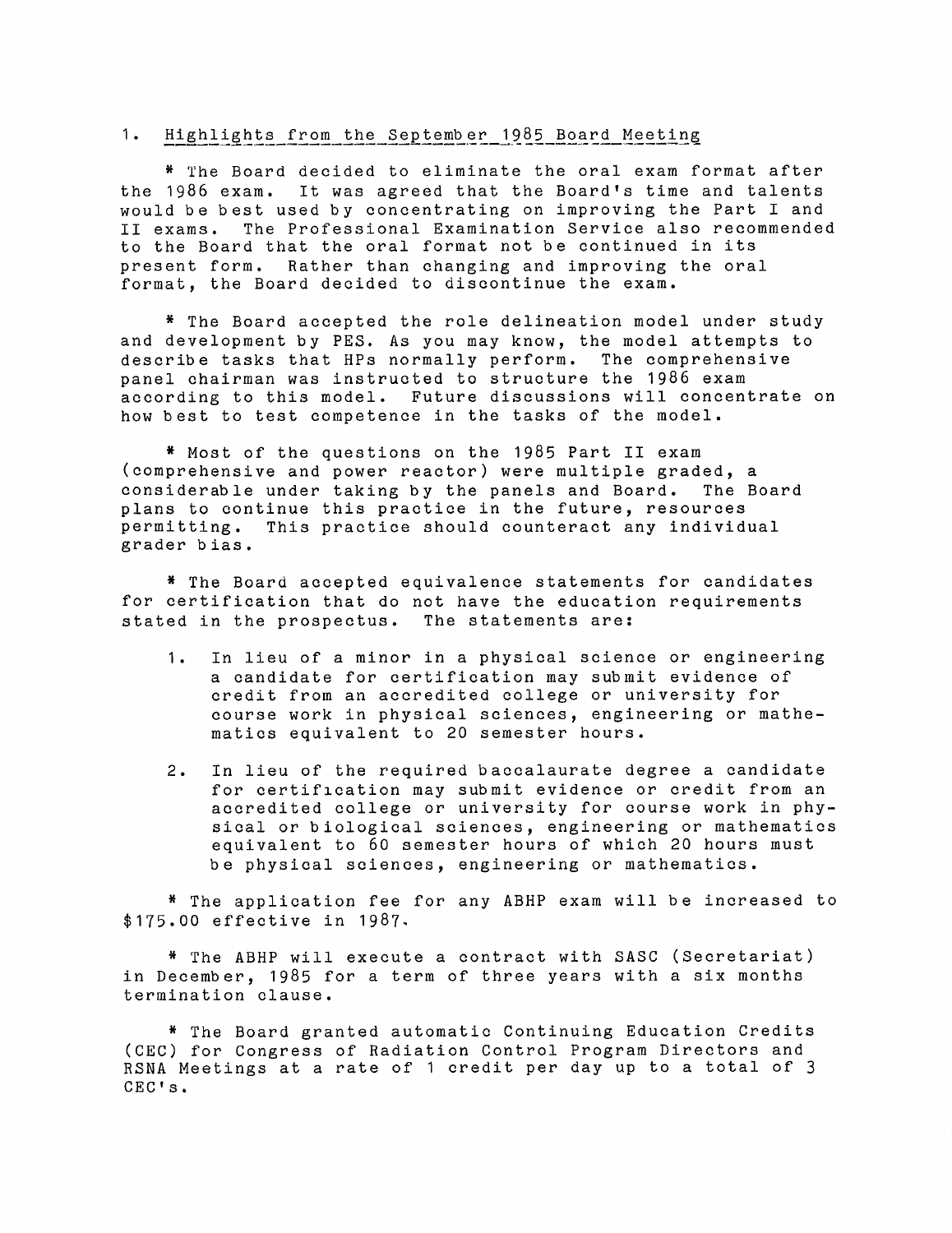1. <u>Highlights from the September 1985 Board Meeting</u>

* The Board decided to eliminate the oral exam format after the 1986 exam. It was agreed that the Board's time and talents would be best used by concentrating on improving the Part I and II exams. The Professional Examination Service also recommended to the Board that the oral format not be continued in its present form. Rather than changing and improving the oral format, the Board decided to discontinue the exam.

* The Board accepted the role delineation model under study and development by PES. As you may know, the model attempts to describe tasks that HPs normally perform. The comprehensive panel chairman was instructed to structure the 1986 exam according to this model. Future discussions will concentrate on how best to test competence in the tasks of the model.

* Most of the questions on the 1985 Part II exam (comprehensive and power reactor) were multiple graded, a considerable under taking by the panels and Board. The Board plans to continue this practice in the future, resources permitting. This practice should counteract any individual grader bias.

* The Board accepted equivalence statements for candidates for certification that do not have the education requirements stated in the prospectus. The statements are:

1. In lieu of a minor in a physical science or engineering a candidate for certification may submit evidence of credit from an accredited college or university for course work in physical sciences, engineering or mathematics equivalent to 20 semester hours.

2. In lieu of the required baccalaurate degree a candidate for certification may submit evidence or credit from an accredited college or university for course work in physical or biological sciences, engineering or mathematics equivalent to 60 semester hours of which 20 hours must be physical sciences, engineering or mathematics.

* The application fee for any ABHP exam will be increased to $175.00 effective in 1987.

* The ABHP will execute a contract with SASC (Secretariat) in December, 1985 for a term of three years with a six months termination clause.

* The Board granted automatic Continuing Education Credits (CEC) for Congress of Radiation Control Program Directors and RSNA Meetings at a rate of 1 credit per day up to a total of 3 CEC's.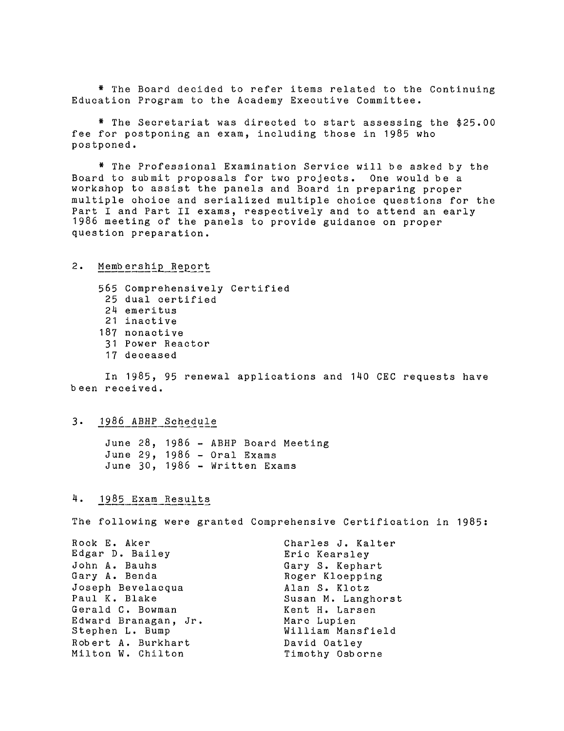* The Board decided to refer items related to the Continuing Education Program to the Academy Executive Committee.

* The Secretariat was directed to start assessing the $25.00 fee for postponing an exam, including those in 1985 who postponed.

* The Professional Examination Service will be asked by the Board to submit proposals for two projects. One would be a workshop to assist the panels and Board in preparing proper multiple choice and serialized multiple choice questions for the Part I and Part II exams, respectively and to attend an early 1986 meeting of the panels to provide guidance on proper question preparation.

2. Membership Report

565 Comprehensively Certified
25 dual certified
24 emeritus
21 inactive
187 nonactive
31 Power Reactor
17 deceased

In 1985, 95 renewal applications and 140 CEC requests have been received.

3. 1986 ABHP Schedule

June 28, 1986 - ABHP Board Meeting
June 29, 1986 - Oral Exams
June 30, 1986 - Written Exams

4. 1985 Exam Results

The following were granted Comprehensive Certification in 1985:

Rock E. Aker
Edgar D. Bailey
John A. Bauhs
Gary A. Benda
Joseph Bevelacqua
Paul K. Blake
Gerald C. Bowman
Edward Branagan, Jr.
Stephen L. Bump
Robert A. Burkhart
Milton W. Chilton
Charles J. Kalter
Eric Kearsley
Gary S. Kephart
Roger Kloepping
Alan S. Klotz
Susan M. Langhorst
Kent H. Larsen
Marc Lupien
William Mansfield
David Oatley
Timothy Osborne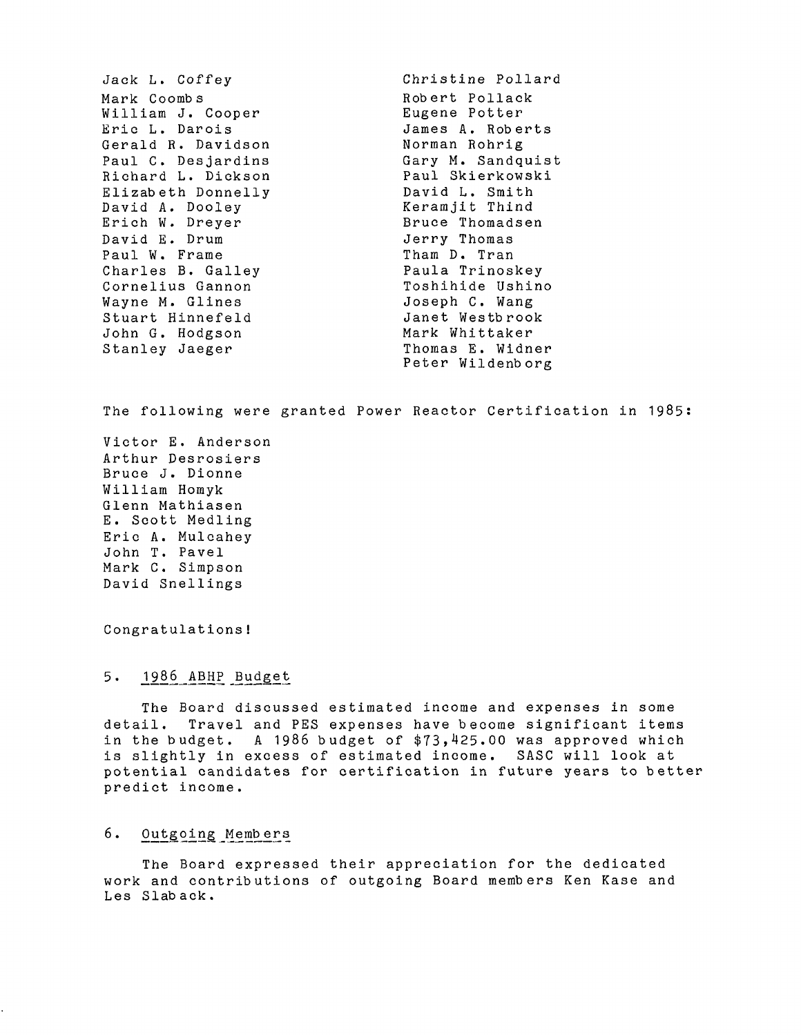Jack L. Coffey
Mark Coombs
William J. Cooper
Eric L. Darois
Gerald R. Davidson
Paul C. Desjardins
Richard L. Dickson
Elizabeth Donnelly
David A. Dooley
Erich W. Dreyer
David E. Drum
Paul W. Frame
Charles B. Galley
Cornelius Gannon
Wayne M. Glines
Stuart Hinnefeld
John G. Hodgson
Stanley Jaeger
Christine Pollard
Robert Pollack
Eugene Potter
James A. Roberts
Norman Rohrig
Gary M. Sandquist
Paul Skierkowski
David L. Smith
Keramjit Thind
Bruce Thomadsen
Jerry Thomas
Tham D. Tran
Paula Trinoskey
Toshihide Ushino
Joseph C. Wang
Janet Westbrook
Mark Whittaker
Thomas E. Widner
Peter Wildenborg

The following were granted Power Reactor Certification in 1985:

Victor E. Anderson
Arthur Desrosiers
Bruce J. Dionne
William Homyk
Glenn Mathiasen
E. Scott Medling
Eric A. Mulcahey
John T. Pavel
Mark C. Simpson
David Snellings

Congratulations!

5. 1986 ABHP Budget

The Board discussed estimated income and expenses in some detail. Travel and PES expenses have become significant items in the budget. A 1986 budget of $73,425.00 was approved which is slightly in excess of estimated income. SASC will look at potential candidates for certification in future years to better predict income.

6. Outgoing Members

The Board expressed their appreciation for the dedicated work and contributions of outgoing Board members Ken Kase and Les Slaback.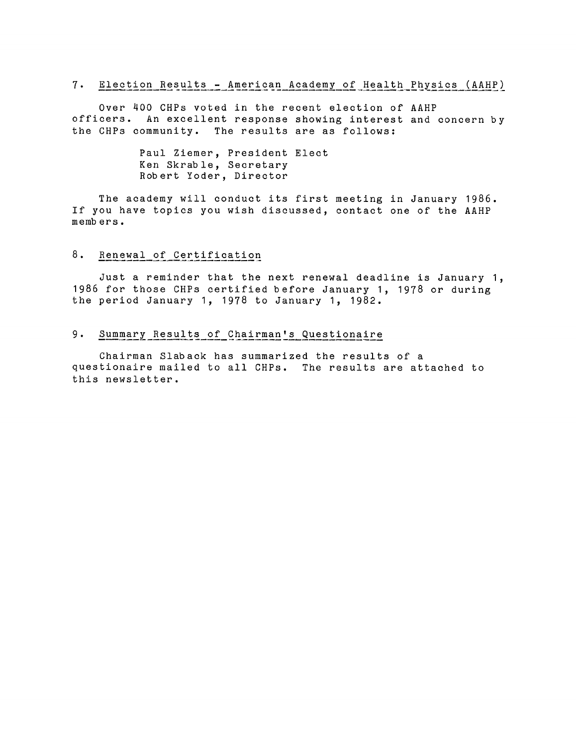## 7. Election Results - American Academy of Health Physics (AAHP)

Over 400 CHPs voted in the recent election of AAHP officers. An excellent response showing interest and concern by the CHPs community. The results are as follows:

> Paul Ziemer, President Elect
> Ken Skrable, Secretary
> Robert Yoder, Director

The academy will conduct its first meeting in January 1986. If you have topics you wish discussed, contact one of the AAHP members.

## 8. Renewal of Certification

Just a reminder that the next renewal deadline is January 1, 1986 for those CHPs certified before January 1, 1978 or during the period January 1, 1978 to January 1, 1982.

## 9. Summary Results of Chairman's Questionaire

Chairman Slaback has summarized the results of a questionaire mailed to all CHPs. The results are attached to this newsletter.